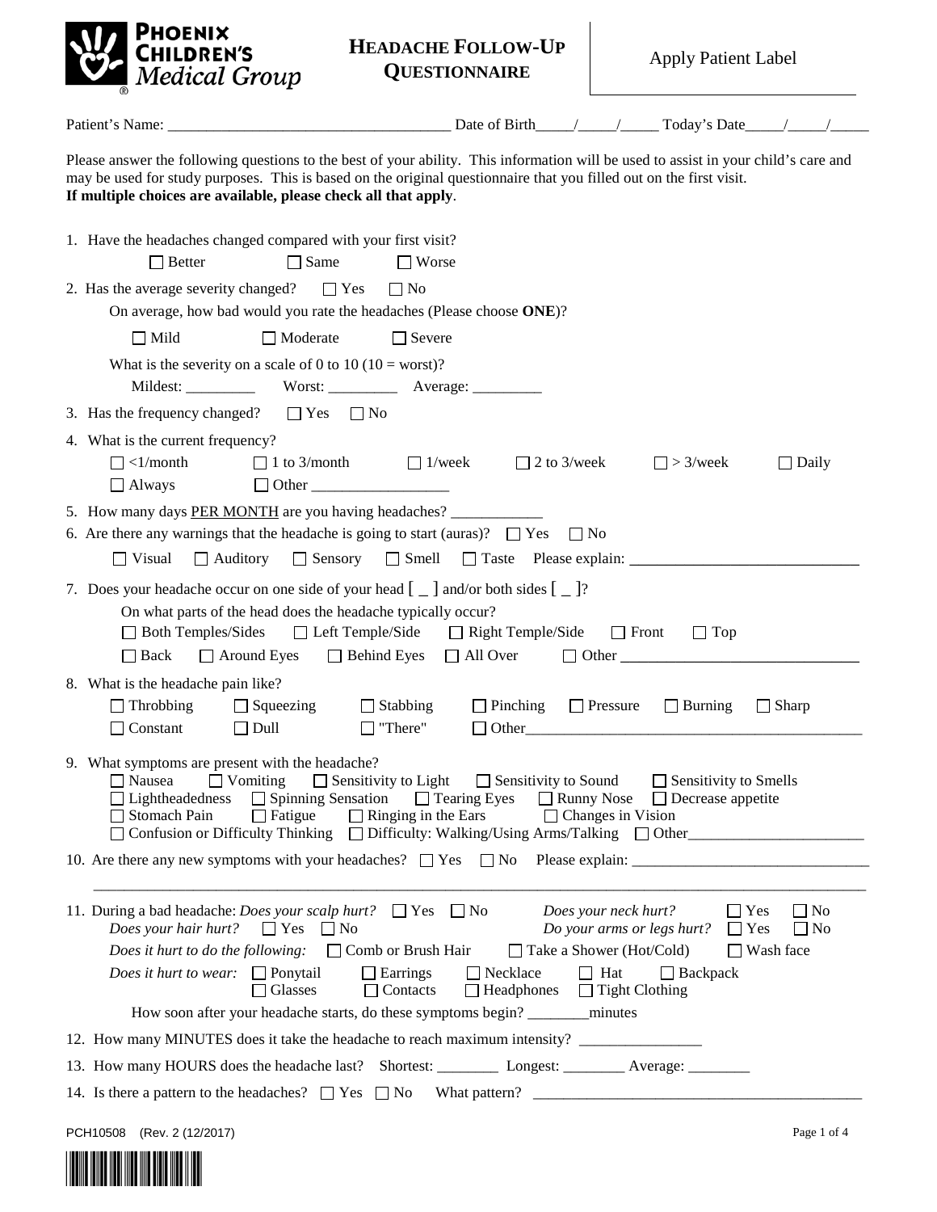**PHOENIX CHILDREN'S** *Medical Group*

# HEADACHE FOLLOW-UP QUESTIONNAIRE

Apply Patient Label

Patient's Name: ___________________________________ Date of Birth_____/_____/_____ Today's Date_____/_____/_____

Please answer the following questions to the best of your ability. This information will be used to assist in your child's care and may be used for study purposes. This is based on the original questionnaire that you filled out on the first visit.
**If multiple choices are available, please check all that apply**.

1. Have the headaches changed compared with your first visit?
   ☐ Better ☐ Same ☐ Worse

2. Has the average severity changed? ☐ Yes ☐ No
   On average, how bad would you rate the headaches (Please choose **ONE**)?
   ☐ Mild ☐ Moderate ☐ Severe
   What is the severity on a scale of 0 to 10 (10 = worst)?
   Mildest: _________ Worst: _________ Average: _________

3. Has the frequency changed? ☐ Yes ☐ No

4. What is the current frequency?
   ☐ <1/month ☐ 1 to 3/month ☐ 1/week ☐ 2 to 3/week ☐ > 3/week ☐ Daily
   ☐ Always ☐ Other __________________

5. How many days PER MONTH are you having headaches? ____________

6. Are there any warnings that the headache is going to start (auras)? ☐ Yes ☐ No
   ☐ Visual ☐ Auditory ☐ Sensory ☐ Smell ☐ Taste Please explain: ______________________________

7. Does your headache occur on one side of your head [ _ ] and/or both sides [ _ ]?
   On what parts of the head does the headache typically occur?
   ☐ Both Temples/Sides ☐ Left Temple/Side ☐ Right Temple/Side ☐ Front ☐ Top
   ☐ Back ☐ Around Eyes ☐ Behind Eyes ☐ All Over ☐ Other ______________________________

8. What is the headache pain like?
   ☐ Throbbing ☐ Squeezing ☐ Stabbing ☐ Pinching ☐ Pressure ☐ Burning ☐ Sharp
   ☐ Constant ☐ Dull ☐ "There" ☐ Other_____________________________________________

9. What symptoms are present with the headache?
   ☐ Nausea ☐ Vomiting ☐ Sensitivity to Light ☐ Sensitivity to Sound ☐ Sensitivity to Smells
   ☐ Lightheadedness ☐ Spinning Sensation ☐ Tearing Eyes ☐ Runny Nose ☐ Decrease appetite
   ☐ Stomach Pain ☐ Fatigue ☐ Ringing in the Ears ☐ Changes in Vision
   ☐ Confusion or Difficulty Thinking ☐ Difficulty: Walking/Using Arms/Talking ☐ Other______________________

10. Are there any new symptoms with your headaches? ☐ Yes ☐ No Please explain: ______________________________
    ____________________________________________________________________________________________

11. During a bad headache: *Does your scalp hurt?* ☐ Yes ☐ No *Does your neck hurt?* ☐ Yes ☐ No
    *Does your hair hurt?* ☐ Yes ☐ No *Do your arms or legs hurt?* ☐ Yes ☐ No
    *Does it hurt to do the following:* ☐ Comb or Brush Hair ☐ Take a Shower (Hot/Cold) ☐ Wash face
    *Does it hurt to wear:* ☐ Ponytail ☐ Earrings ☐ Necklace ☐ Hat ☐ Backpack
    ☐ Glasses ☐ Contacts ☐ Headphones ☐ Tight Clothing
    How soon after your headache starts, do these symptoms begin? ________minutes

12. How many MINUTES does it take the headache to reach maximum intensity? ________________

13. How many HOURS does the headache last? Shortest: ________ Longest: ________ Average: ________

14. Is there a pattern to the headaches? ☐ Yes ☐ No What pattern? ____________________________________________

PCH10508 (Rev. 2 (12/2017)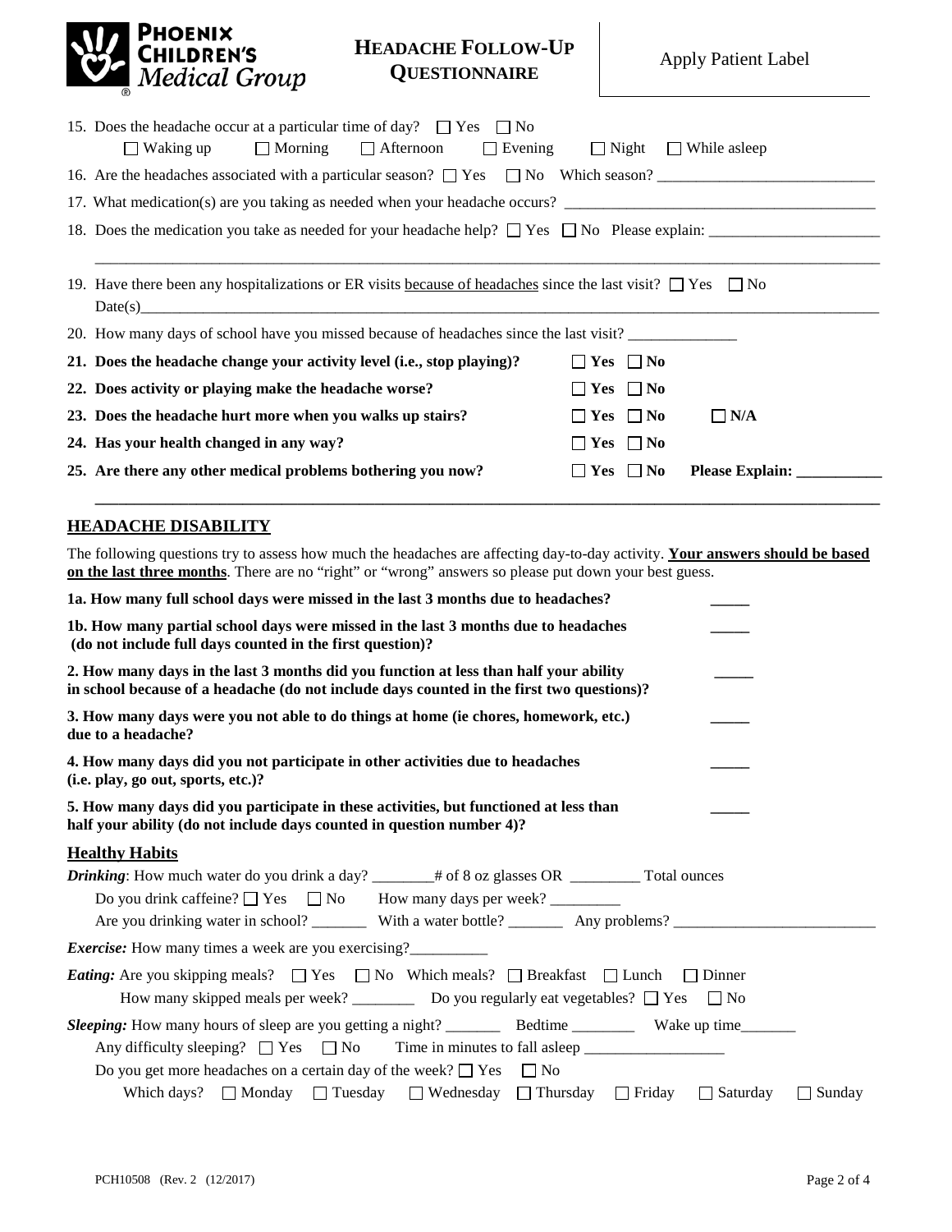**Phoenix Children's Medical Group**

# Headache Follow-Up Questionnaire

Apply Patient Label

15. Does the headache occur at a particular time of day? ☐ Yes ☐ No
    ☐ Waking up ☐ Morning ☐ Afternoon ☐ Evening ☐ Night ☐ While asleep
16. Are the headaches associated with a particular season? ☐ Yes ☐ No Which season? ____________________________
17. What medication(s) are you taking as needed when your headache occurs? ________________________________________
18. Does the medication you take as needed for your headache help? ☐ Yes ☐ No Please explain: ______________________
    ______________________________________________________________________________________________
19. Have there been any hospitalizations or ER visits <u>because of headaches</u> since the last visit? ☐ Yes ☐ No
    Date(s)________________________________________________________________________________________
20. How many days of school have you missed because of headaches since the last visit? ______________

**21. Does the headache change your activity level (i.e., stop playing)?** ☐ **Yes** ☐ **No**

**22. Does activity or playing make the headache worse?** ☐ **Yes** ☐ **No**

**23. Does the headache hurt more when you walks up stairs?** ☐ **Yes** ☐ **No** ☐ **N/A**

**24. Has your health changed in any way?** ☐ **Yes** ☐ **No**

**25. Are there any other medical problems bothering you now?** ☐ **Yes** ☐ **No** **Please Explain: ___________**

______________________________________________________________________________________________

## HEADACHE DISABILITY

The following questions try to assess how much the headaches are affecting day-to-day activity. **<u>Your answers should be based on the last three months</u>**. There are no "right" or "wrong" answers so please put down your best guess.

**1a. How many full school days were missed in the last 3 months due to headaches?** _____

**1b. How many partial school days were missed in the last 3 months due to headaches (do not include full days counted in the first question)?** _____

**2. How many days in the last 3 months did you function at less than half your ability in school because of a headache (do not include days counted in the first two questions)?** _____

**3. How many days were you not able to do things at home (ie chores, homework, etc.) due to a headache?** _____

**4. How many days did you not participate in other activities due to headaches (i.e. play, go out, sports, etc.)?** _____

**5. How many days did you participate in these activities, but functioned at less than half your ability (do not include days counted in question number 4)?** _____

## Healthy Habits

***Drinking***: How much water do you drink a day? ________# of 8 oz glasses OR _________ Total ounces

Do you drink caffeine? ☐ Yes ☐ No How many days per week? _________

Are you drinking water in school? _______ With a water bottle? _______ Any problems? __________________________

***Exercise:*** How many times a week are you exercising?__________

***Eating:*** Are you skipping meals? ☐ Yes ☐ No Which meals? ☐ Breakfast ☐ Lunch ☐ Dinner

How many skipped meals per week? ________ Do you regularly eat vegetables? ☐ Yes ☐ No

***Sleeping:*** How many hours of sleep are you getting a night? _______ Bedtime ________ Wake up time_______

Any difficulty sleeping? ☐ Yes ☐ No Time in minutes to fall asleep __________________

Do you get more headaches on a certain day of the week? ☐ Yes ☐ No

Which days? ☐ Monday ☐ Tuesday ☐ Wednesday ☐ Thursday ☐ Friday ☐ Saturday ☐ Sunday

PCH10508 (Rev. 2 (12/2017)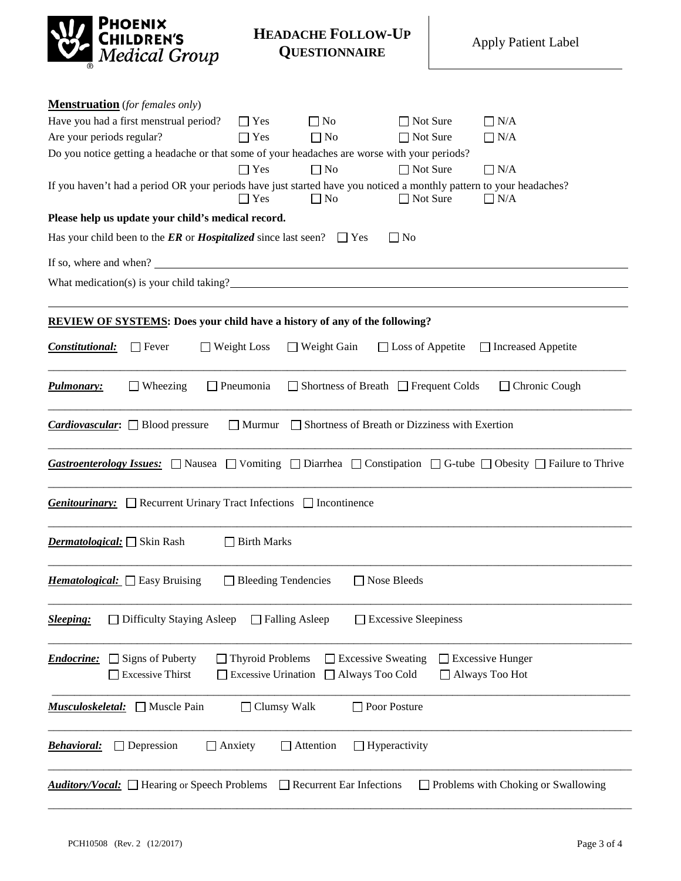# HEADACHE FOLLOW-UP QUESTIONNAIRE

Apply Patient Label

**Menstruation** (*for females only*)

Have you had a first menstrual period? ☐ Yes ☐ No ☐ Not Sure ☐ N/A

Are your periods regular? ☐ Yes ☐ No ☐ Not Sure ☐ N/A

Do you notice getting a headache or that some of your headaches are worse with your periods?
☐ Yes ☐ No ☐ Not Sure ☐ N/A

If you haven't had a period OR your periods have just started have you noticed a monthly pattern to your headaches?
☐ Yes ☐ No ☐ Not Sure ☐ N/A

**Please help us update your child's medical record.**

Has your child been to the ***ER*** or ***Hospitalized*** since last seen? ☐ Yes ☐ No

If so, where and when? ______________________________

What medication(s) is your child taking? ______________________________

______________________________

**REVIEW OF SYSTEMS: Does your child have a history of any of the following?**

***Constitutional:*** ☐ Fever ☐ Weight Loss ☐ Weight Gain ☐ Loss of Appetite ☐ Increased Appetite

***Pulmonary:*** ☐ Wheezing ☐ Pneumonia ☐ Shortness of Breath ☐ Frequent Colds ☐ Chronic Cough

***Cardiovascular:*** ☐ Blood pressure ☐ Murmur ☐ Shortness of Breath or Dizziness with Exertion

***Gastroenterology Issues:*** ☐ Nausea ☐ Vomiting ☐ Diarrhea ☐ Constipation ☐ G-tube ☐ Obesity ☐ Failure to Thrive

***Genitourinary:*** ☐ Recurrent Urinary Tract Infections ☐ Incontinence

***Dermatological:*** ☐ Skin Rash ☐ Birth Marks

***Hematological:*** ☐ Easy Bruising ☐ Bleeding Tendencies ☐ Nose Bleeds

***Sleeping:*** ☐ Difficulty Staying Asleep ☐ Falling Asleep ☐ Excessive Sleepiness

***Endocrine:*** ☐ Signs of Puberty ☐ Thyroid Problems ☐ Excessive Sweating ☐ Excessive Hunger ☐ Excessive Thirst ☐ Excessive Urination ☐ Always Too Cold ☐ Always Too Hot

***Musculoskeletal:*** ☐ Muscle Pain ☐ Clumsy Walk ☐ Poor Posture

***Behavioral:*** ☐ Depression ☐ Anxiety ☐ Attention ☐ Hyperactivity

***Auditory/Vocal:*** ☐ Hearing or Speech Problems ☐ Recurrent Ear Infections ☐ Problems with Choking or Swallowing

PCH10508 (Rev. 2 (12/2017)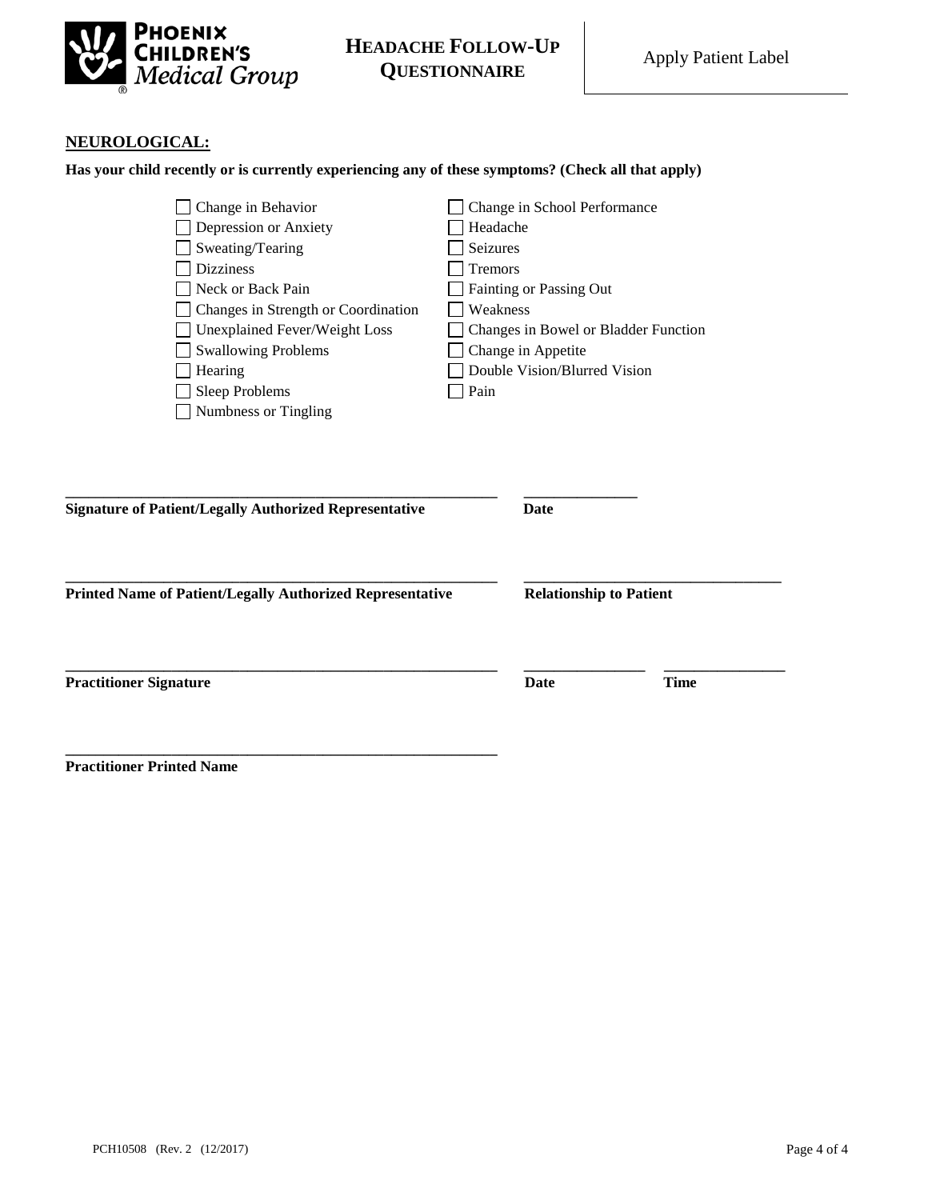**PHOENIX CHILDREN'S** *Medical Group*

# HEADACHE FOLLOW-UP QUESTIONNAIRE

Apply Patient Label

## NEUROLOGICAL:

**Has your child recently or is currently experiencing any of these symptoms? (Check all that apply)**

- ☐ Change in Behavior
- ☐ Depression or Anxiety
- ☐ Sweating/Tearing
- ☐ Dizziness
- ☐ Neck or Back Pain
- ☐ Changes in Strength or Coordination
- ☐ Unexplained Fever/Weight Loss
- ☐ Swallowing Problems
- ☐ Hearing
- ☐ Sleep Problems
- ☐ Numbness or Tingling
- ☐ Change in School Performance
- ☐ Headache
- ☐ Seizures
- ☐ Tremors
- ☐ Fainting or Passing Out
- ☐ Weakness
- ☐ Changes in Bowel or Bladder Function
- ☐ Change in Appetite
- ☐ Double Vision/Blurred Vision
- ☐ Pain

\_\_\_\_\_\_\_\_\_\_\_\_\_\_\_\_\_\_\_\_\_\_\_\_\_\_\_\_\_\_\_\_\_\_\_\_\_\_\_\_\_\_\_\_\_\_\_\_\_\_\_\_\_\_ \_\_\_\_\_\_\_\_\_\_\_\_\_\_\_

**Signature of Patient/Legally Authorized Representative** **Date**

\_\_\_\_\_\_\_\_\_\_\_\_\_\_\_\_\_\_\_\_\_\_\_\_\_\_\_\_\_\_\_\_\_\_\_\_\_\_\_\_\_\_\_\_\_\_\_\_\_\_\_\_\_\_ \_\_\_\_\_\_\_\_\_\_\_\_\_\_\_\_\_\_\_\_\_\_\_\_\_\_\_\_\_\_\_\_\_\_\_

**Printed Name of Patient/Legally Authorized Representative** **Relationship to Patient**

\_\_\_\_\_\_\_\_\_\_\_\_\_\_\_\_\_\_\_\_\_\_\_\_\_\_\_\_\_\_\_\_\_\_\_\_\_\_\_\_\_\_\_\_\_\_\_\_\_\_\_\_\_\_ \_\_\_\_\_\_\_\_\_\_\_\_\_\_\_\_ \_\_\_\_\_\_\_\_\_\_\_\_\_\_\_\_

**Practitioner Signature** **Date** **Time**

\_\_\_\_\_\_\_\_\_\_\_\_\_\_\_\_\_\_\_\_\_\_\_\_\_\_\_\_\_\_\_\_\_\_\_\_\_\_\_\_\_\_\_\_\_\_\_\_\_\_\_\_\_\_

**Practitioner Printed Name**

PCH10508 (Rev. 2 (12/2017)